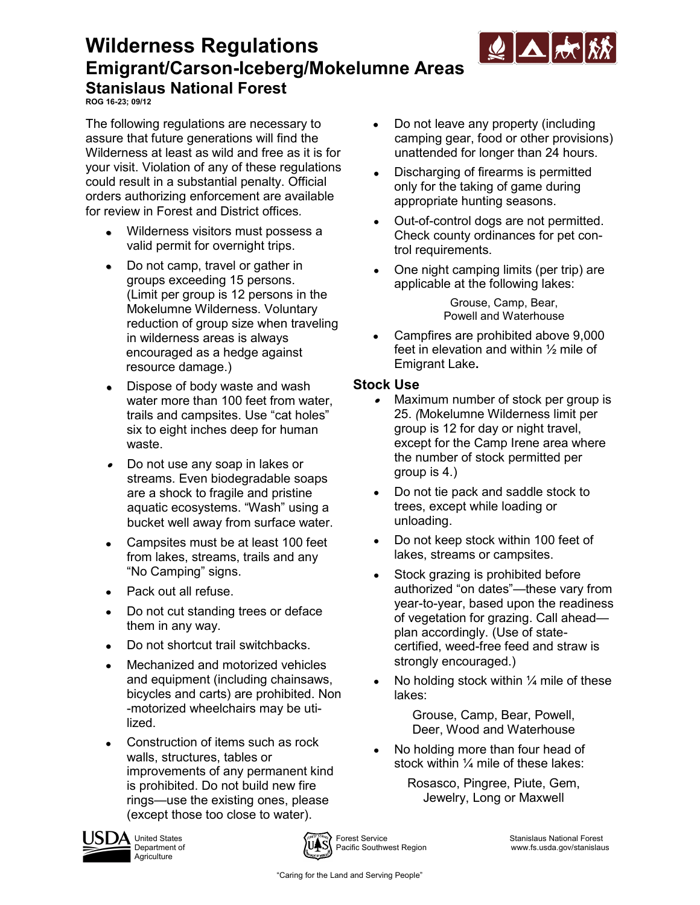# Wilderness Regulations
## Emigrant/Carson-Iceberg/Mokelumne Areas
### Stanislaus National Forest

**ROG 16-23; 09/12**

The following regulations are necessary to assure that future generations will find the Wilderness at least as wild and free as it is for your visit. Violation of any of these regulations could result in a substantial penalty. Official orders authorizing enforcement are available for review in Forest and District offices.

- Wilderness visitors must possess a valid permit for overnight trips.
- Do not camp, travel or gather in groups exceeding 15 persons. (Limit per group is 12 persons in the Mokelumne Wilderness. Voluntary reduction of group size when traveling in wilderness areas is always encouraged as a hedge against resource damage.)
- Dispose of body waste and wash water more than 100 feet from water, trails and campsites. Use "cat holes" six to eight inches deep for human waste.
- Do not use any soap in lakes or streams. Even biodegradable soaps are a shock to fragile and pristine aquatic ecosystems. "Wash" using a bucket well away from surface water.
- Campsites must be at least 100 feet from lakes, streams, trails and any "No Camping" signs.
- Pack out all refuse.
- Do not cut standing trees or deface them in any way.
- Do not shortcut trail switchbacks.
- Mechanized and motorized vehicles and equipment (including chainsaws, bicycles and carts) are prohibited. Non-motorized wheelchairs may be utilized.
- Construction of items such as rock walls, structures, tables or improvements of any permanent kind is prohibited. Do not build new fire rings—use the existing ones, please (except those too close to water).
- Do not leave any property (including camping gear, food or other provisions) unattended for longer than 24 hours.
- Discharging of firearms is permitted only for the taking of game during appropriate hunting seasons.
- Out-of-control dogs are not permitted. Check county ordinances for pet control requirements.
- One night camping limits (per trip) are applicable at the following lakes:

  Grouse, Camp, Bear,
  Powell and Waterhouse

- Campfires are prohibited above 9,000 feet in elevation and within ½ mile of Emigrant Lake.

## Stock Use

- Maximum number of stock per group is 25. (Mokelumne Wilderness limit per group is 12 for day or night travel, except for the Camp Irene area where the number of stock permitted per group is 4.)
- Do not tie pack and saddle stock to trees, except while loading or unloading.
- Do not keep stock within 100 feet of lakes, streams or campsites.
- Stock grazing is prohibited before authorized "on dates"—these vary from year-to-year, based upon the readiness of vegetation for grazing. Call ahead—plan accordingly. (Use of state-certified, weed-free feed and straw is strongly encouraged.)
- No holding stock within ¼ mile of these lakes:

  Grouse, Camp, Bear, Powell,
  Deer, Wood and Waterhouse

- No holding more than four head of stock within ¼ mile of these lakes:

  Rosasco, Pingree, Piute, Gem,
  Jewelry, Long or Maxwell

USDA United States Department of Agriculture — Forest Service, Pacific Southwest Region — Stanislaus National Forest, www.fs.usda.gov/stanislaus

"Caring for the Land and Serving People"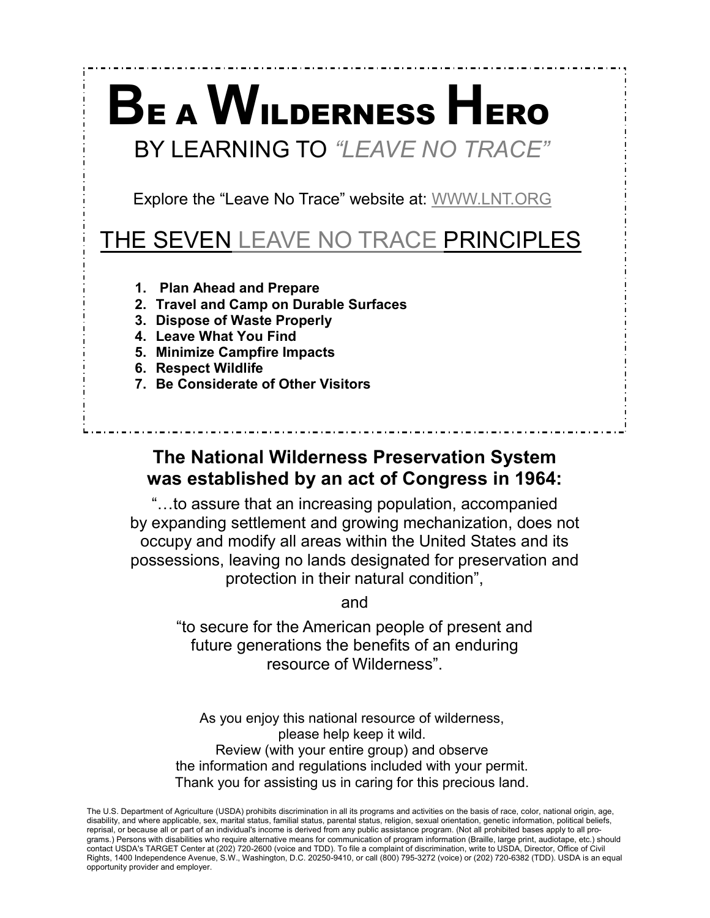# Be a Wilderness Hero

## BY LEARNING TO *"LEAVE NO TRACE"*

Explore the "Leave No Trace" website at: WWW.LNT.ORG

## THE SEVEN LEAVE NO TRACE PRINCIPLES

1. **Plan Ahead and Prepare**
2. **Travel and Camp on Durable Surfaces**
3. **Dispose of Waste Properly**
4. **Leave What You Find**
5. **Minimize Campfire Impacts**
6. **Respect Wildlife**
7. **Be Considerate of Other Visitors**

### The National Wilderness Preservation System was established by an act of Congress in 1964:

"…to assure that an increasing population, accompanied by expanding settlement and growing mechanization, does not occupy and modify all areas within the United States and its possessions, leaving no lands designated for preservation and protection in their natural condition",

and

"to secure for the American people of present and future generations the benefits of an enduring resource of Wilderness".

As you enjoy this national resource of wilderness, please help keep it wild.
Review (with your entire group) and observe the information and regulations included with your permit.
Thank you for assisting us in caring for this precious land.

The U.S. Department of Agriculture (USDA) prohibits discrimination in all its programs and activities on the basis of race, color, national origin, age, disability, and where applicable, sex, marital status, familial status, parental status, religion, sexual orientation, genetic information, political beliefs, reprisal, or because all or part of an individual's income is derived from any public assistance program. (Not all prohibited bases apply to all programs.) Persons with disabilities who require alternative means for communication of program information (Braille, large print, audiotape, etc.) should contact USDA's TARGET Center at (202) 720-2600 (voice and TDD). To file a complaint of discrimination, write to USDA, Director, Office of Civil Rights, 1400 Independence Avenue, S.W., Washington, D.C. 20250-9410, or call (800) 795-3272 (voice) or (202) 720-6382 (TDD). USDA is an equal opportunity provider and employer.